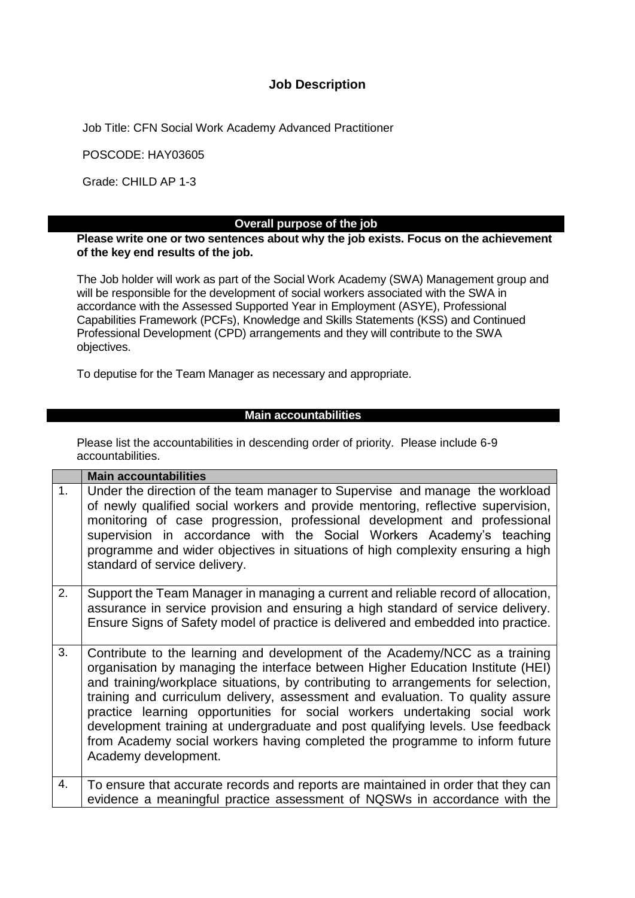# Job Description

Job Title: CFN Social Work Academy Advanced Practitioner

POSCODE: HAY03605

Grade: CHILD AP 1-3

## Overall purpose of the job

**Please write one or two sentences about why the job exists. Focus on the achievement of the key end results of the job.**

The Job holder will work as part of the Social Work Academy (SWA) Management group and will be responsible for the development of social workers associated with the SWA in accordance with the Assessed Supported Year in Employment (ASYE), Professional Capabilities Framework (PCFs), Knowledge and Skills Statements (KSS) and Continued Professional Development (CPD) arrangements and they will contribute to the SWA objectives.

To deputise for the Team Manager as necessary and appropriate.

## Main accountabilities

Please list the accountabilities in descending order of priority. Please include 6-9 accountabilities.

| | **Main accountabilities** |
|---|---|
| 1. | Under the direction of the team manager to Supervise and manage the workload of newly qualified social workers and provide mentoring, reflective supervision, monitoring of case progression, professional development and professional supervision in accordance with the Social Workers Academy's teaching programme and wider objectives in situations of high complexity ensuring a high standard of service delivery. |
| 2. | Support the Team Manager in managing a current and reliable record of allocation, assurance in service provision and ensuring a high standard of service delivery. Ensure Signs of Safety model of practice is delivered and embedded into practice. |
| 3. | Contribute to the learning and development of the Academy/NCC as a training organisation by managing the interface between Higher Education Institute (HEI) and training/workplace situations, by contributing to arrangements for selection, training and curriculum delivery, assessment and evaluation. To quality assure practice learning opportunities for social workers undertaking social work development training at undergraduate and post qualifying levels. Use feedback from Academy social workers having completed the programme to inform future Academy development. |
| 4. | To ensure that accurate records and reports are maintained in order that they can evidence a meaningful practice assessment of NQSWs in accordance with the |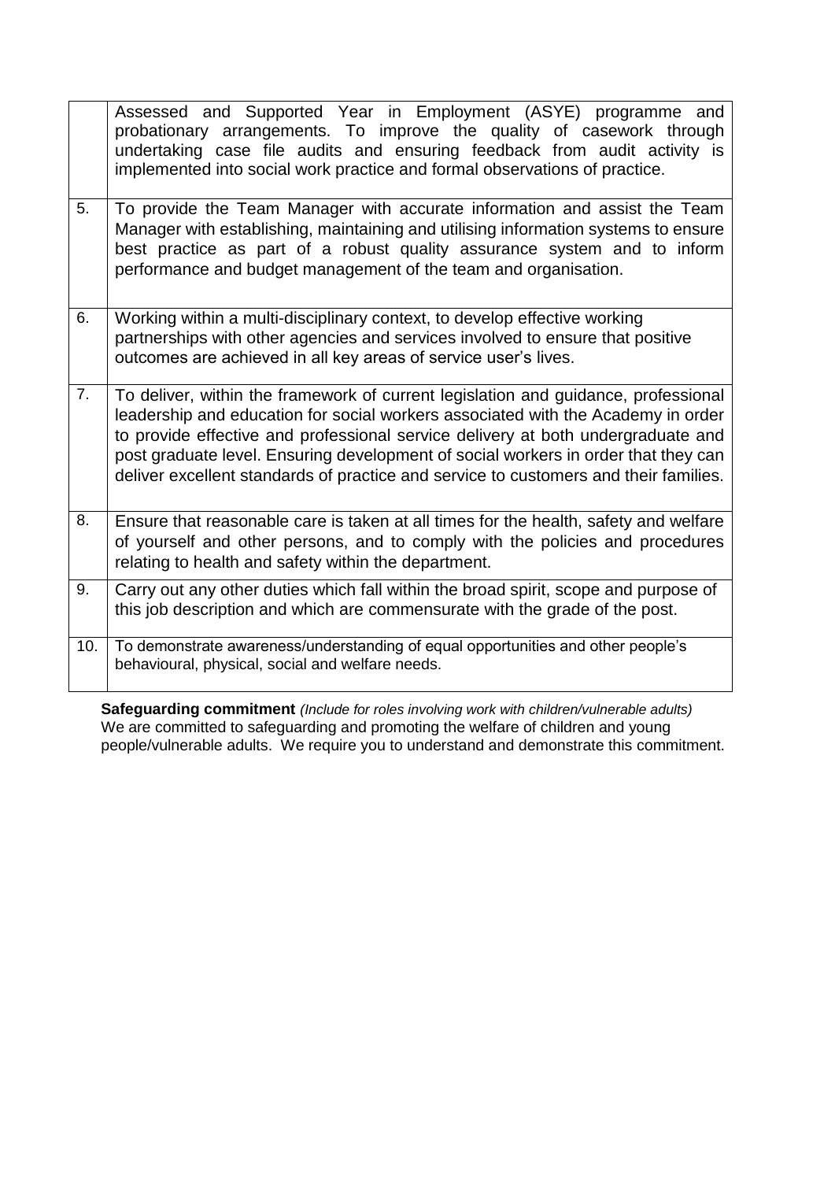| | |
|---|---|
| | Assessed and Supported Year in Employment (ASYE) programme and probationary arrangements. To improve the quality of casework through undertaking case file audits and ensuring feedback from audit activity is implemented into social work practice and formal observations of practice. |
| 5. | To provide the Team Manager with accurate information and assist the Team Manager with establishing, maintaining and utilising information systems to ensure best practice as part of a robust quality assurance system and to inform performance and budget management of the team and organisation. |
| 6. | Working within a multi-disciplinary context, to develop effective working partnerships with other agencies and services involved to ensure that positive outcomes are achieved in all key areas of service user's lives. |
| 7. | To deliver, within the framework of current legislation and guidance, professional leadership and education for social workers associated with the Academy in order to provide effective and professional service delivery at both undergraduate and post graduate level. Ensuring development of social workers in order that they can deliver excellent standards of practice and service to customers and their families. |
| 8. | Ensure that reasonable care is taken at all times for the health, safety and welfare of yourself and other persons, and to comply with the policies and procedures relating to health and safety within the department. |
| 9. | Carry out any other duties which fall within the broad spirit, scope and purpose of this job description and which are commensurate with the grade of the post. |
| 10. | To demonstrate awareness/understanding of equal opportunities and other people's behavioural, physical, social and welfare needs. |

**Safeguarding commitment** *(Include for roles involving work with children/vulnerable adults)*
We are committed to safeguarding and promoting the welfare of children and young people/vulnerable adults. We require you to understand and demonstrate this commitment.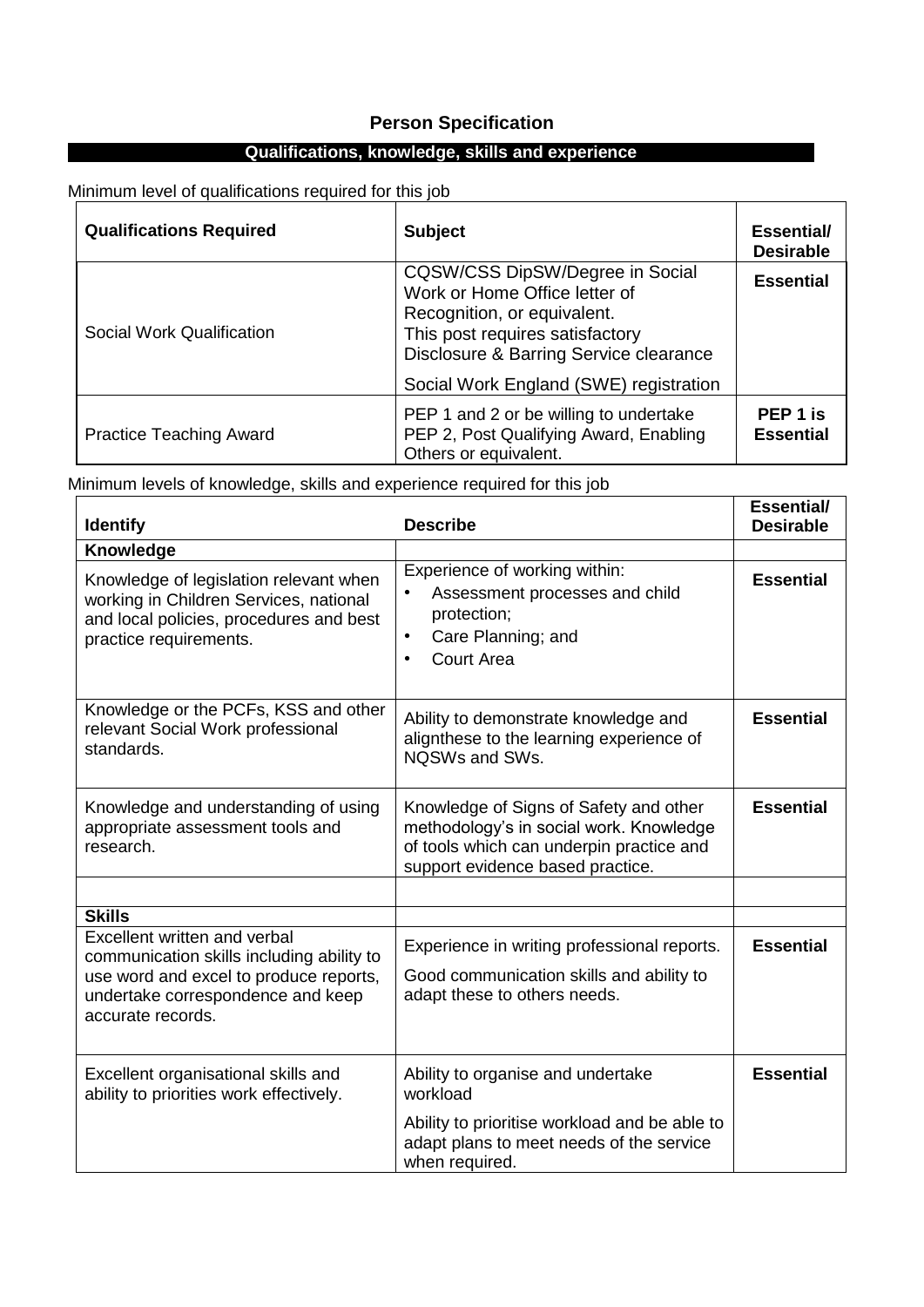## Person Specification

### Qualifications, knowledge, skills and experience

Minimum level of qualifications required for this job

| Qualifications Required | Subject | Essential/ Desirable |
|---|---|---|
| Social Work Qualification | CQSW/CSS DipSW/Degree in Social Work or Home Office letter of Recognition, or equivalent.<br>This post requires satisfactory Disclosure & Barring Service clearance<br>Social Work England (SWE) registration | **Essential** |
| Practice Teaching Award | PEP 1 and 2 or be willing to undertake PEP 2, Post Qualifying Award, Enabling Others or equivalent. | **PEP 1 is Essential** |

Minimum levels of knowledge, skills and experience required for this job

| Identify | Describe | Essential/ Desirable |
|---|---|---|
| **Knowledge** | | |
| Knowledge of legislation relevant when working in Children Services, national and local policies, procedures and best practice requirements. | Experience of working within:<br>• Assessment processes and child protection;<br>• Care Planning; and<br>• Court Area | **Essential** |
| Knowledge or the PCFs, KSS and other relevant Social Work professional standards. | Ability to demonstrate knowledge and alignthese to the learning experience of NQSWs and SWs. | **Essential** |
| Knowledge and understanding of using appropriate assessment tools and research. | Knowledge of Signs of Safety and other methodology's in social work. Knowledge of tools which can underpin practice and support evidence based practice. | **Essential** |
| | | |
| **Skills** | | |
| Excellent written and verbal communication skills including ability to use word and excel to produce reports, undertake correspondence and keep accurate records. | Experience in writing professional reports.<br>Good communication skills and ability to adapt these to others needs. | **Essential** |
| Excellent organisational skills and ability to priorities work effectively. | Ability to organise and undertake workload<br>Ability to prioritise workload and be able to adapt plans to meet needs of the service when required. | **Essential** |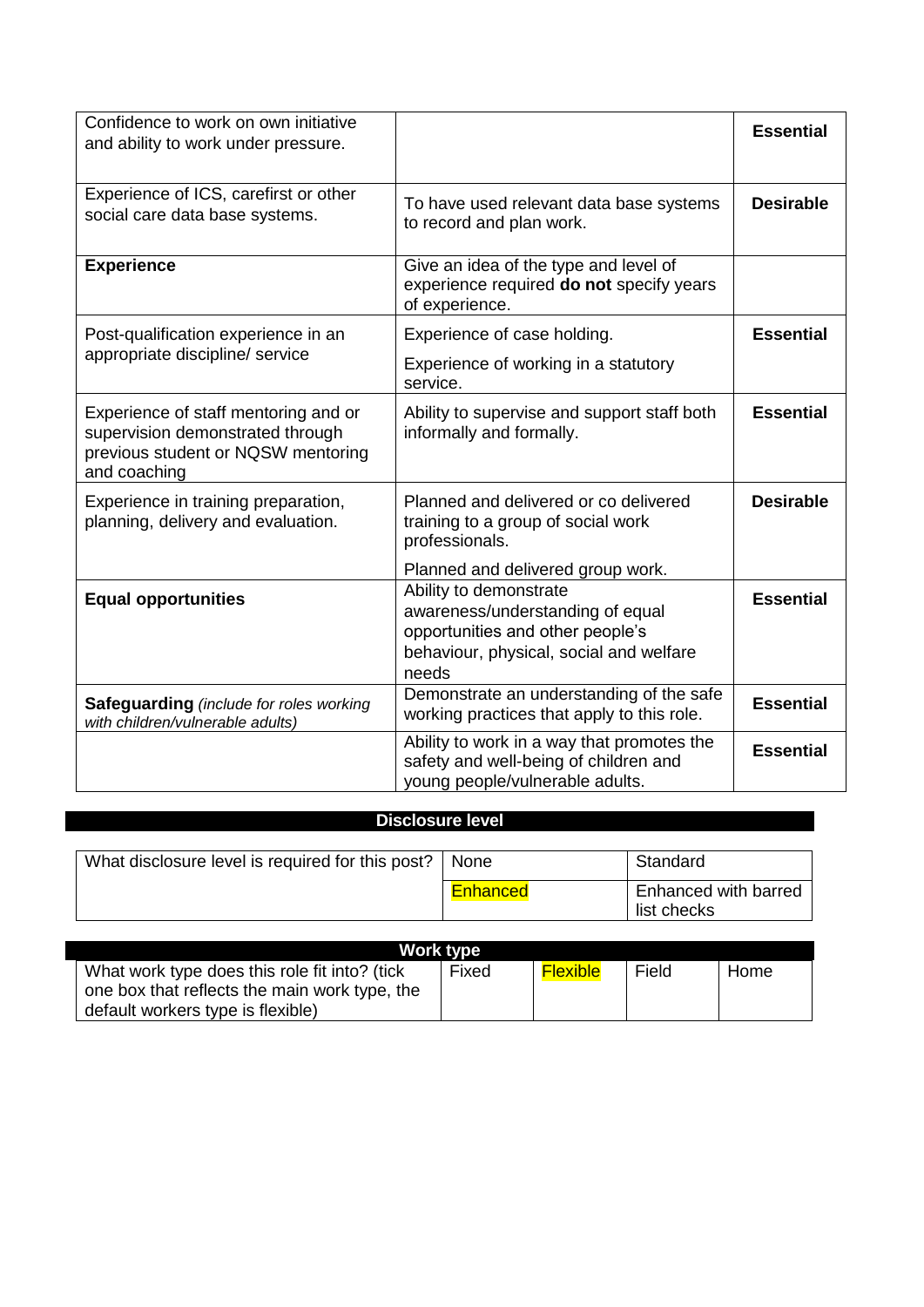| | | |
|---|---|---|
| Confidence to work on own initiative and ability to work under pressure. | | **Essential** |
| Experience of ICS, carefirst or other social care data base systems. | To have used relevant data base systems to record and plan work. | **Desirable** |
| **Experience** | Give an idea of the type and level of experience required **do not** specify years of experience. | |
| Post-qualification experience in an appropriate discipline/ service | Experience of case holding.<br>Experience of working in a statutory service. | **Essential** |
| Experience of staff mentoring and or supervision demonstrated through previous student or NQSW mentoring and coaching | Ability to supervise and support staff both informally and formally. | **Essential** |
| Experience in training preparation, planning, delivery and evaluation. | Planned and delivered or co delivered training to a group of social work professionals.<br>Planned and delivered group work. | **Desirable** |
| **Equal opportunities** | Ability to demonstrate awareness/understanding of equal opportunities and other people's behaviour, physical, social and welfare needs | **Essential** |
| **Safeguarding** *(include for roles working with children/vulnerable adults)* | Demonstrate an understanding of the safe working practices that apply to this role. | **Essential** |
| | Ability to work in a way that promotes the safety and well-being of children and young people/vulnerable adults. | **Essential** |

## Disclosure level

| | | |
|---|---|---|
| What disclosure level is required for this post? | None | Standard |
| | Enhanced | Enhanced with barred list checks |

## Work type

| | | | | |
|---|---|---|---|---|
| What work type does this role fit into? (tick one box that reflects the main work type, the default workers type is flexible) | Fixed | Flexible | Field | Home |